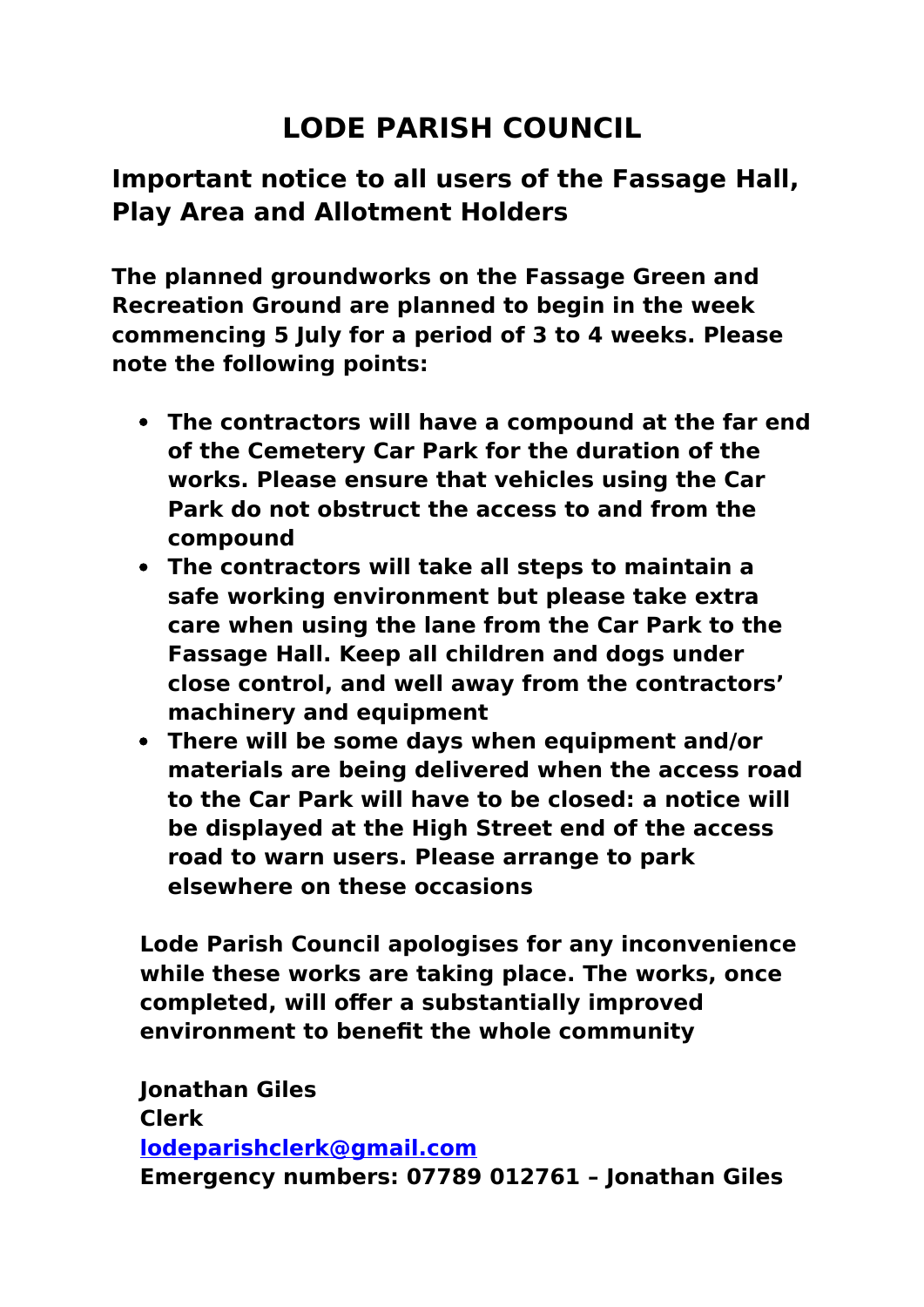# LODE PARISH COUNCIL

## Important notice to all users of the Fassage Hall, Play Area and Allotment Holders

**The planned groundworks on the Fassage Green and Recreation Ground are planned to begin in the week commencing 5 July for a period of 3 to 4 weeks. Please note the following points:**

- **The contractors will have a compound at the far end of the Cemetery Car Park for the duration of the works. Please ensure that vehicles using the Car Park do not obstruct the access to and from the compound**
- **The contractors will take all steps to maintain a safe working environment but please take extra care when using the lane from the Car Park to the Fassage Hall. Keep all children and dogs under close control, and well away from the contractors' machinery and equipment**
- **There will be some days when equipment and/or materials are being delivered when the access road to the Car Park will have to be closed: a notice will be displayed at the High Street end of the access road to warn users. Please arrange to park elsewhere on these occasions**

**Lode Parish Council apologises for any inconvenience while these works are taking place. The works, once completed, will offer a substantially improved environment to benefit the whole community**

**Jonathan Giles**
**Clerk**
**lodeparishclerk@gmail.com**
**Emergency numbers: 07789 012761 – Jonathan Giles**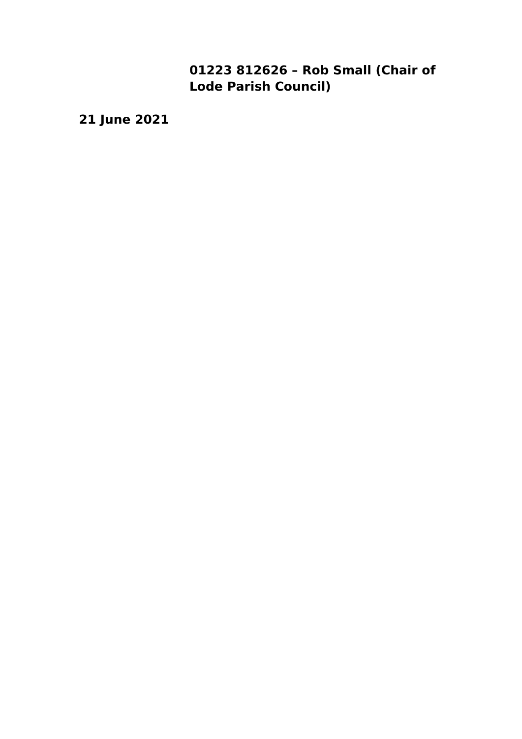**01223 812626 – Rob Small (Chair of Lode Parish Council)**

**21 June 2021**